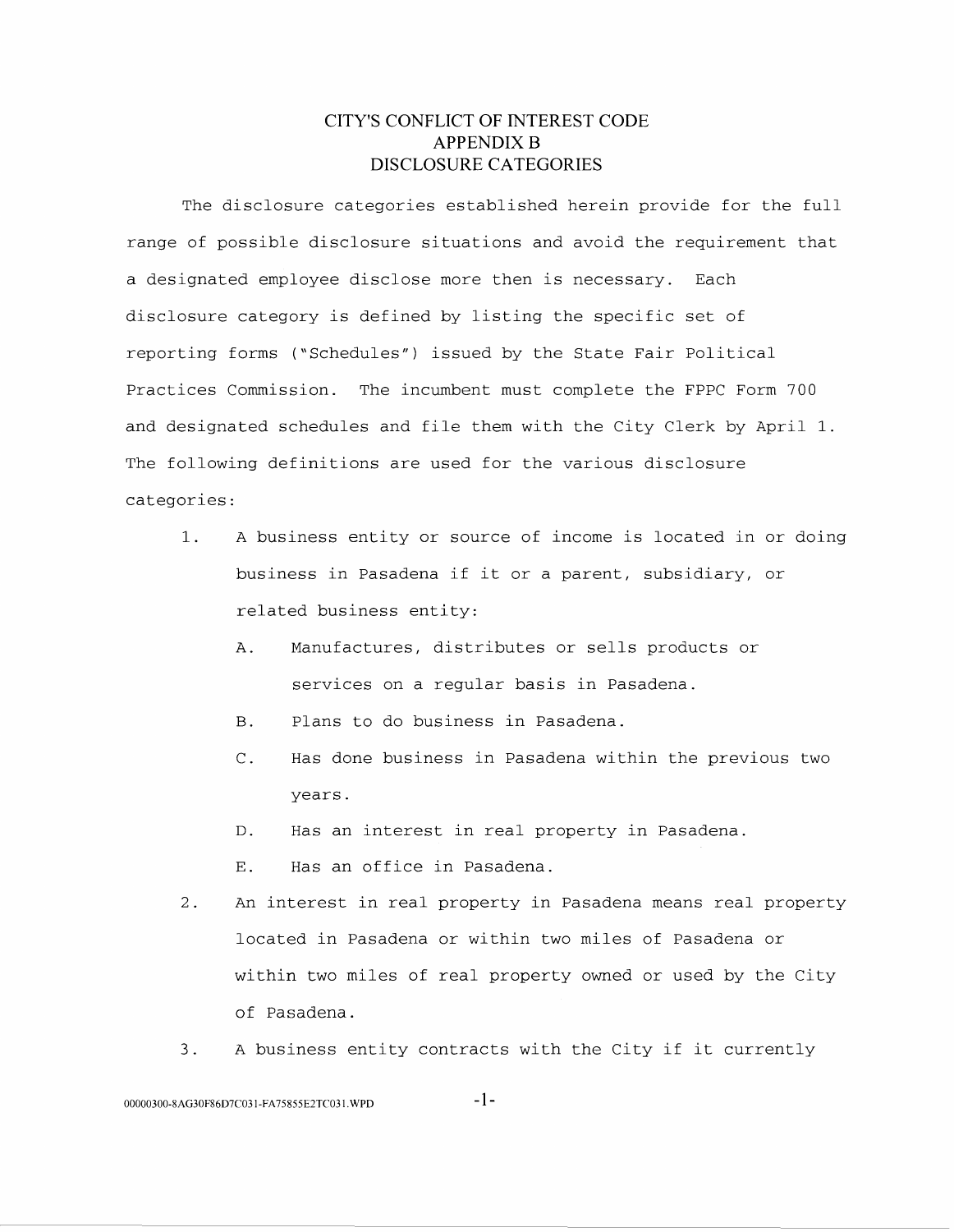# CITY'S CONFLICT OF INTEREST CODE
## APPENDIX B
## DISCLOSURE CATEGORIES

The disclosure categories established herein provide for the full range of possible disclosure situations and avoid the requirement that a designated employee disclose more then is necessary. Each disclosure category is defined by listing the specific set of reporting forms ("Schedules") issued by the State Fair Political Practices Commission. The incumbent must complete the FPPC Form 700 and designated schedules and file them with the City Clerk by April 1. The following definitions are used for the various disclosure categories:

1. A business entity or source of income is located in or doing business in Pasadena if it or a parent, subsidiary, or related business entity:
   - A. Manufactures, distributes or sells products or services on a regular basis in Pasadena.
   - B. Plans to do business in Pasadena.
   - C. Has done business in Pasadena within the previous two years.
   - D. Has an interest in real property in Pasadena.
   - E. Has an office in Pasadena.
2. An interest in real property in Pasadena means real property located in Pasadena or within two miles of Pasadena or within two miles of real property owned or used by the City of Pasadena.
3. A business entity contracts with the City if it currently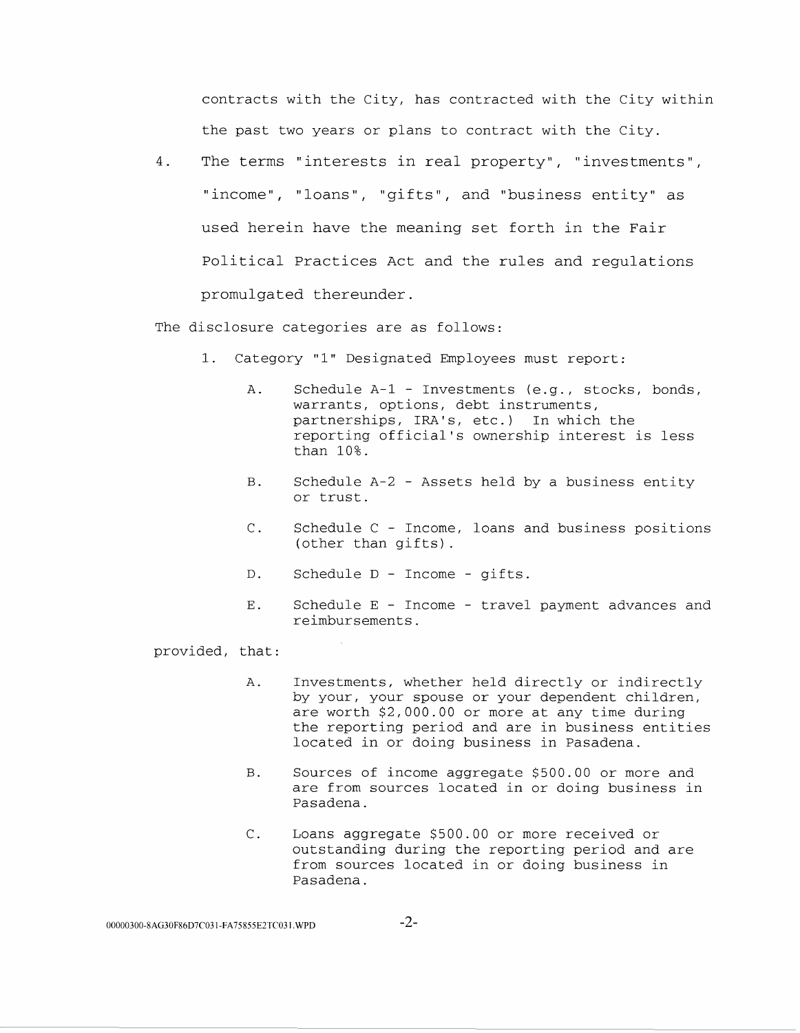contracts with the City, has contracted with the City within the past two years or plans to contract with the City.

4. The terms "interests in real property", "investments", "income", "loans", "gifts", and "business entity" as used herein have the meaning set forth in the Fair Political Practices Act and the rules and regulations promulgated thereunder.

The disclosure categories are as follows:

1. Category "1" Designated Employees must report:

   A. Schedule A-1 - Investments (e.g., stocks, bonds, warrants, options, debt instruments, partnerships, IRA's, etc.) In which the reporting official's ownership interest is less than 10%.

   B. Schedule A-2 - Assets held by a business entity or trust.

   C. Schedule C - Income, loans and business positions (other than gifts).

   D. Schedule D - Income - gifts.

   E. Schedule E - Income - travel payment advances and reimbursements.

provided, that:

   A. Investments, whether held directly or indirectly by your, your spouse or your dependent children, are worth $2,000.00 or more at any time during the reporting period and are in business entities located in or doing business in Pasadena.

   B. Sources of income aggregate $500.00 or more and are from sources located in or doing business in Pasadena.

   C. Loans aggregate $500.00 or more received or outstanding during the reporting period and are from sources located in or doing business in Pasadena.

00000300-8AG30F86D7C031-FA75855E2TC031.WPD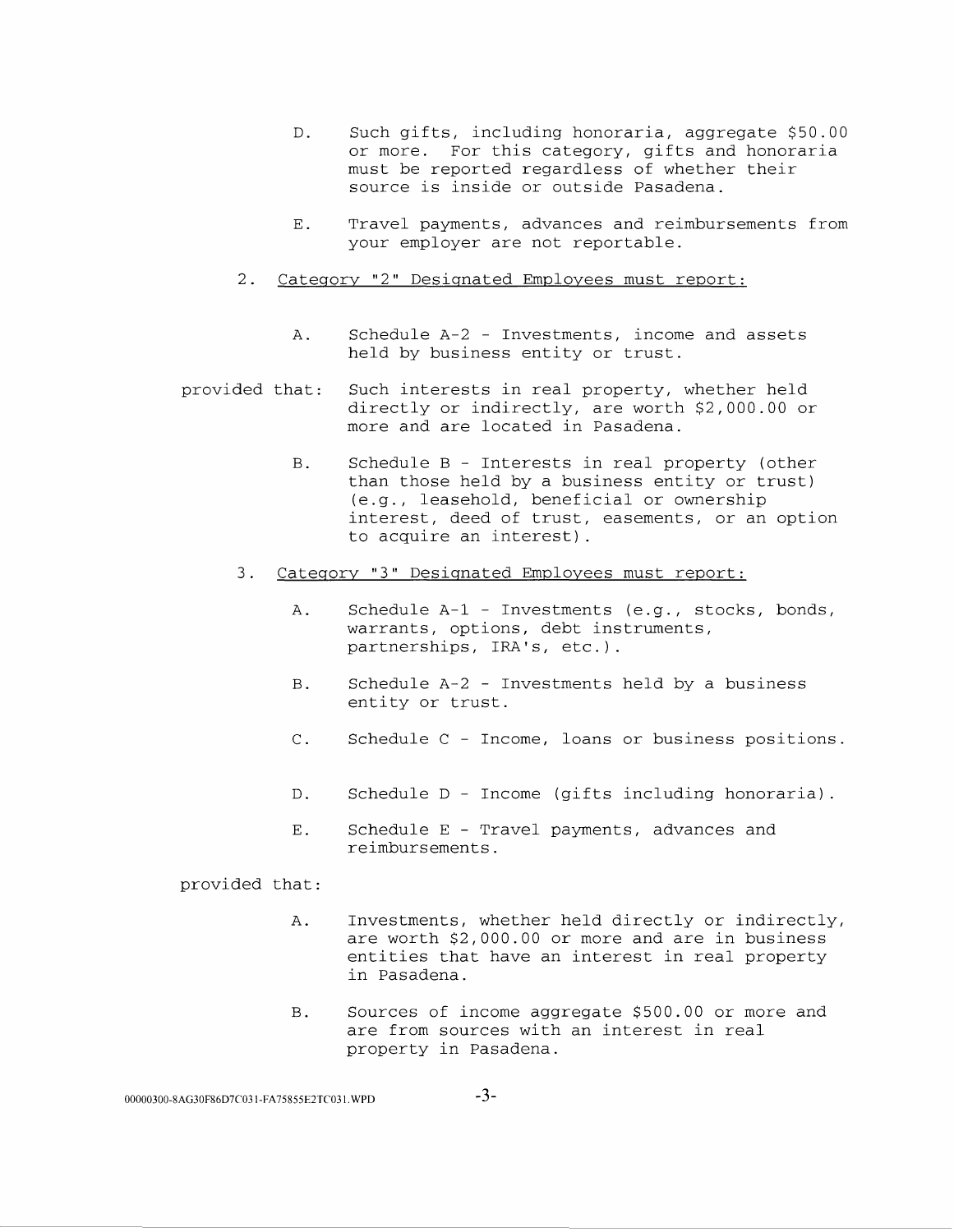D. Such gifts, including honoraria, aggregate $50.00 or more. For this category, gifts and honoraria must be reported regardless of whether their source is inside or outside Pasadena.

E. Travel payments, advances and reimbursements from your employer are not reportable.

2. <u>Category "2" Designated Employees must report:</u>

A. Schedule A-2 - Investments, income and assets held by business entity or trust.

provided that: Such interests in real property, whether held directly or indirectly, are worth $2,000.00 or more and are located in Pasadena.

B. Schedule B - Interests in real property (other than those held by a business entity or trust) (e.g., leasehold, beneficial or ownership interest, deed of trust, easements, or an option to acquire an interest).

3. <u>Category "3" Designated Employees must report:</u>

A. Schedule A-1 - Investments (e.g., stocks, bonds, warrants, options, debt instruments, partnerships, IRA's, etc.).

B. Schedule A-2 - Investments held by a business entity or trust.

C. Schedule C - Income, loans or business positions.

D. Schedule D - Income (gifts including honoraria).

E. Schedule E - Travel payments, advances and reimbursements.

provided that:

A. Investments, whether held directly or indirectly, are worth $2,000.00 or more and are in business entities that have an interest in real property in Pasadena.

B. Sources of income aggregate $500.00 or more and are from sources with an interest in real property in Pasadena.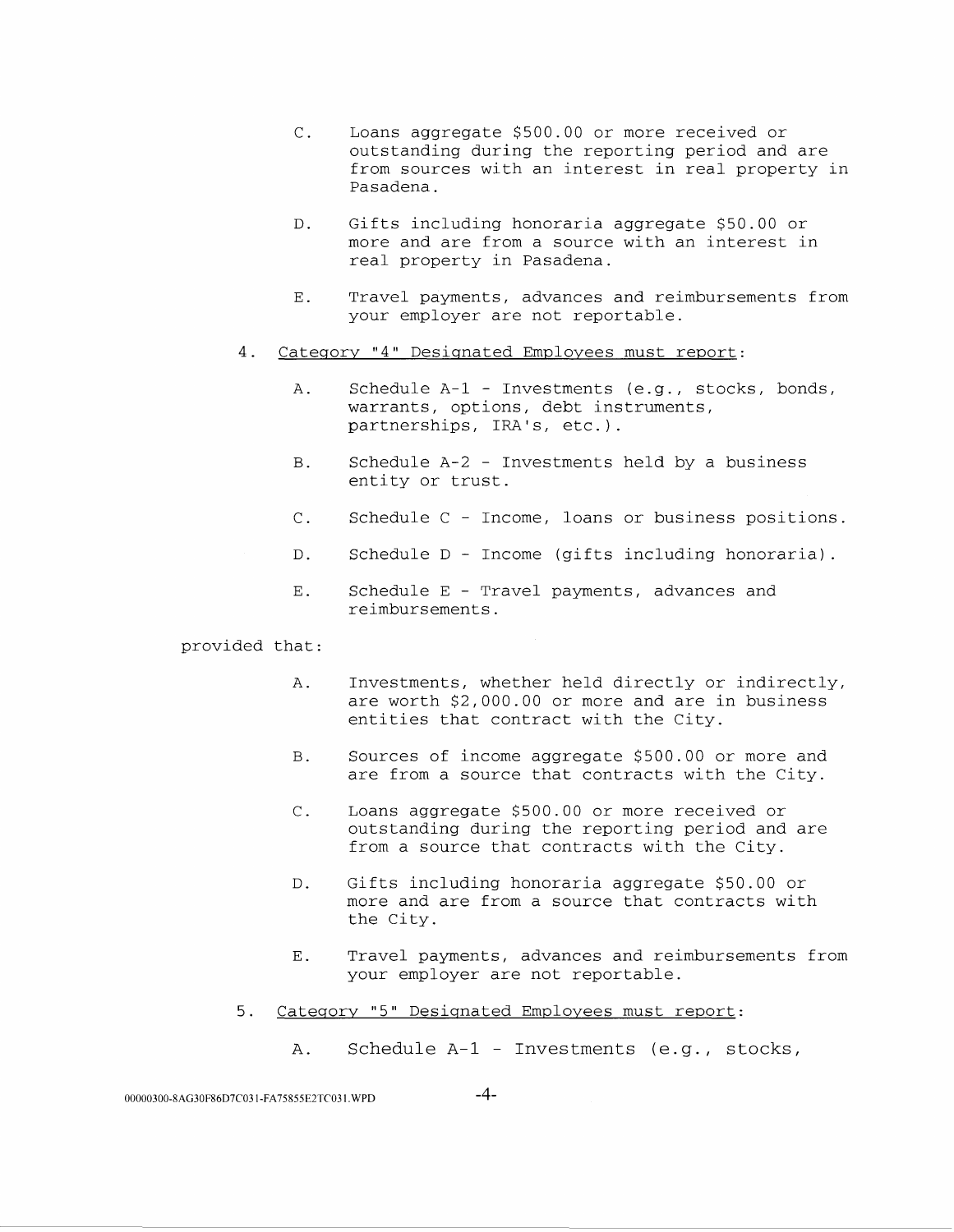C. Loans aggregate $500.00 or more received or outstanding during the reporting period and are from sources with an interest in real property in Pasadena.

D. Gifts including honoraria aggregate $50.00 or more and are from a source with an interest in real property in Pasadena.

E. Travel payments, advances and reimbursements from your employer are not reportable.

4. <u>Category "4" Designated Employees must report</u>:

   A. Schedule A-1 - Investments (e.g., stocks, bonds, warrants, options, debt instruments, partnerships, IRA's, etc.).

   B. Schedule A-2 - Investments held by a business entity or trust.

   C. Schedule C - Income, loans or business positions.

   D. Schedule D - Income (gifts including honoraria).

   E. Schedule E - Travel payments, advances and reimbursements.

provided that:

   A. Investments, whether held directly or indirectly, are worth $2,000.00 or more and are in business entities that contract with the City.

   B. Sources of income aggregate $500.00 or more and are from a source that contracts with the City.

   C. Loans aggregate $500.00 or more received or outstanding during the reporting period and are from a source that contracts with the City.

   D. Gifts including honoraria aggregate $50.00 or more and are from a source that contracts with the City.

   E. Travel payments, advances and reimbursements from your employer are not reportable.

5. <u>Category "5" Designated Employees must report</u>:

   A. Schedule A-1 - Investments (e.g., stocks,

00000300-8AG30F86D7C031-FA75855E2TC031.WPD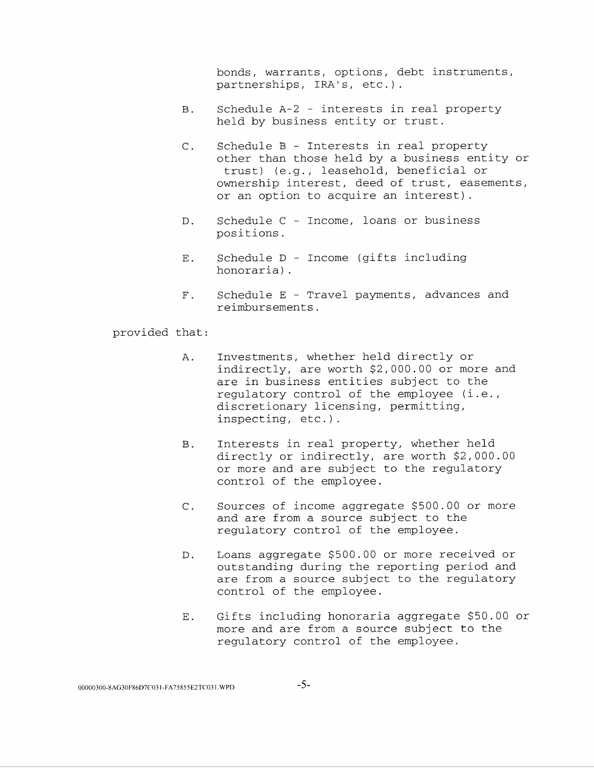bonds, warrants, options, debt instruments, partnerships, IRA's, etc.).

B. Schedule A-2 - interests in real property held by business entity or trust.

C. Schedule B - Interests in real property other than those held by a business entity or trust) (e.g., leasehold, beneficial or ownership interest, deed of trust, easements, or an option to acquire an interest).

D. Schedule C - Income, loans or business positions.

E. Schedule D - Income (gifts including honoraria).

F. Schedule E - Travel payments, advances and reimbursements.

provided that:

A. Investments, whether held directly or indirectly, are worth $2,000.00 or more and are in business entities subject to the regulatory control of the employee (i.e., discretionary licensing, permitting, inspecting, etc.).

B. Interests in real property, whether held directly or indirectly, are worth $2,000.00 or more and are subject to the regulatory control of the employee.

C. Sources of income aggregate $500.00 or more and are from a source subject to the regulatory control of the employee.

D. Loans aggregate $500.00 or more received or outstanding during the reporting period and are from a source subject to the regulatory control of the employee.

E. Gifts including honoraria aggregate $50.00 or more and are from a source subject to the regulatory control of the employee.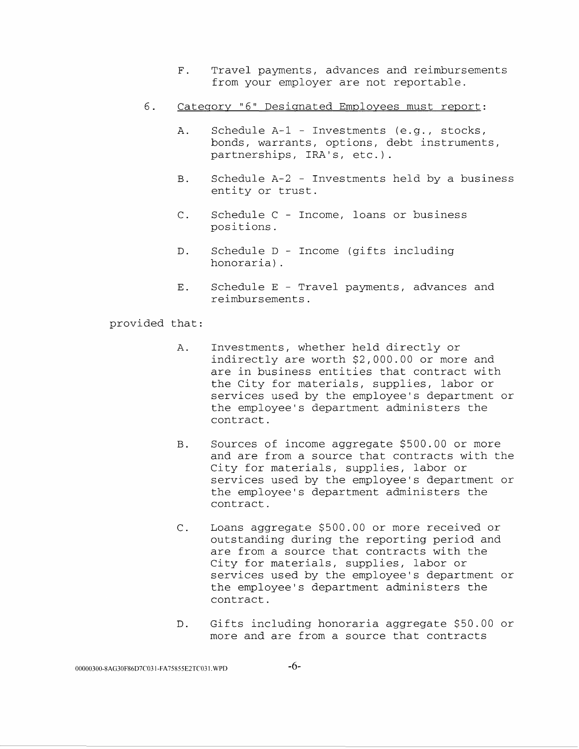F. Travel payments, advances and reimbursements from your employer are not reportable.

6. <u>Category "6" Designated Employees must report</u>:

   A. Schedule A-1 - Investments (e.g., stocks, bonds, warrants, options, debt instruments, partnerships, IRA's, etc.).

   B. Schedule A-2 - Investments held by a business entity or trust.

   C. Schedule C - Income, loans or business positions.

   D. Schedule D - Income (gifts including honoraria).

   E. Schedule E - Travel payments, advances and reimbursements.

provided that:

   A. Investments, whether held directly or indirectly are worth $2,000.00 or more and are in business entities that contract with the City for materials, supplies, labor or services used by the employee's department or the employee's department administers the contract.

   B. Sources of income aggregate $500.00 or more and are from a source that contracts with the City for materials, supplies, labor or services used by the employee's department or the employee's department administers the contract.

   C. Loans aggregate $500.00 or more received or outstanding during the reporting period and are from a source that contracts with the City for materials, supplies, labor or services used by the employee's department or the employee's department administers the contract.

   D. Gifts including honoraria aggregate $50.00 or more and are from a source that contracts

00000300-8AG30F86D7C031-FA75855E2TC031.WPD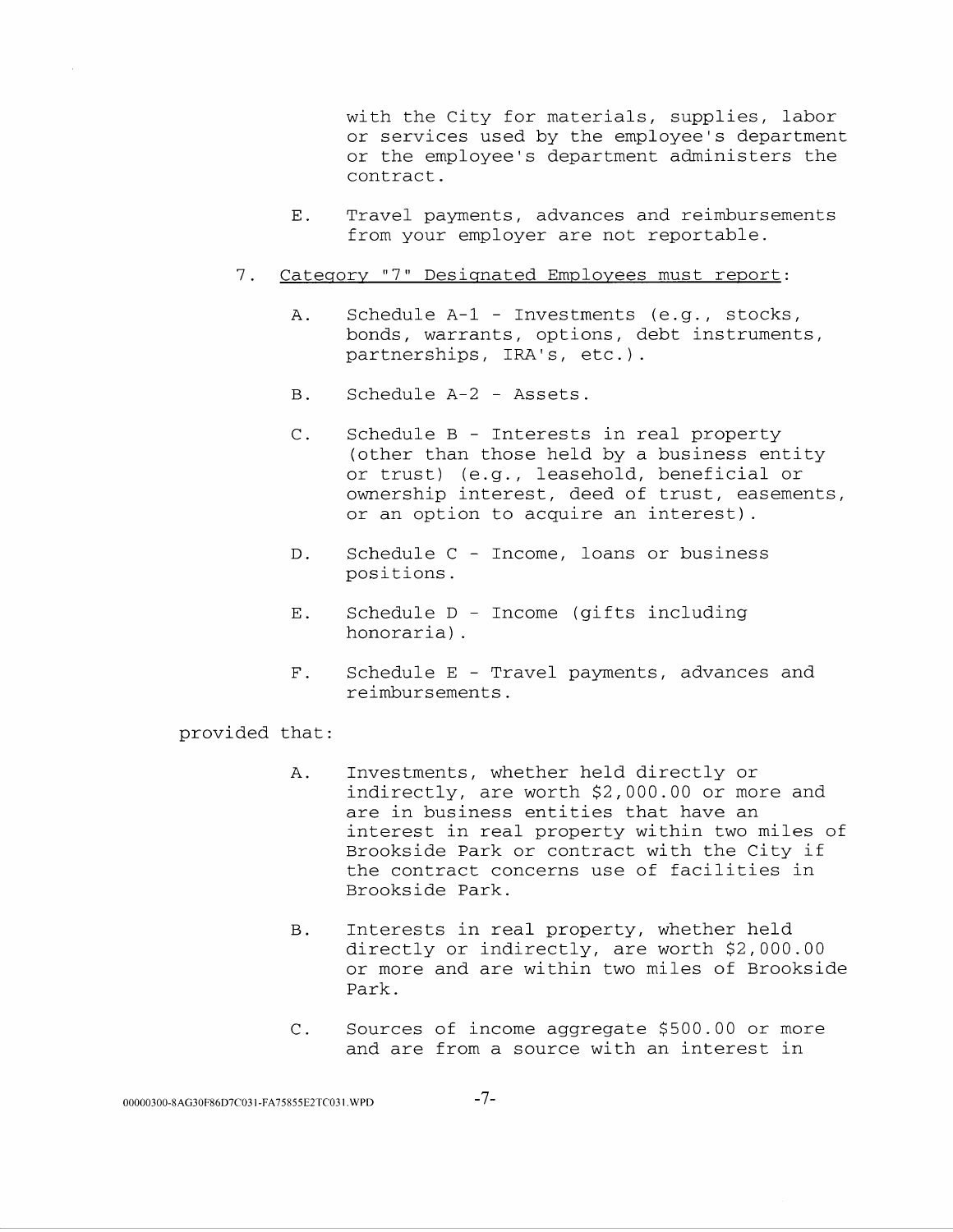with the City for materials, supplies, labor or services used by the employee's department or the employee's department administers the contract.

E. Travel payments, advances and reimbursements from your employer are not reportable.

7. <u>Category "7" Designated Employees must report</u>:

A. Schedule A-1 - Investments (e.g., stocks, bonds, warrants, options, debt instruments, partnerships, IRA's, etc.).

B. Schedule A-2 - Assets.

C. Schedule B - Interests in real property (other than those held by a business entity or trust) (e.g., leasehold, beneficial or ownership interest, deed of trust, easements, or an option to acquire an interest).

D. Schedule C - Income, loans or business positions.

E. Schedule D - Income (gifts including honoraria).

F. Schedule E - Travel payments, advances and reimbursements.

provided that:

A. Investments, whether held directly or indirectly, are worth $2,000.00 or more and are in business entities that have an interest in real property within two miles of Brookside Park or contract with the City if the contract concerns use of facilities in Brookside Park.

B. Interests in real property, whether held directly or indirectly, are worth $2,000.00 or more and are within two miles of Brookside Park.

C. Sources of income aggregate $500.00 or more and are from a source with an interest in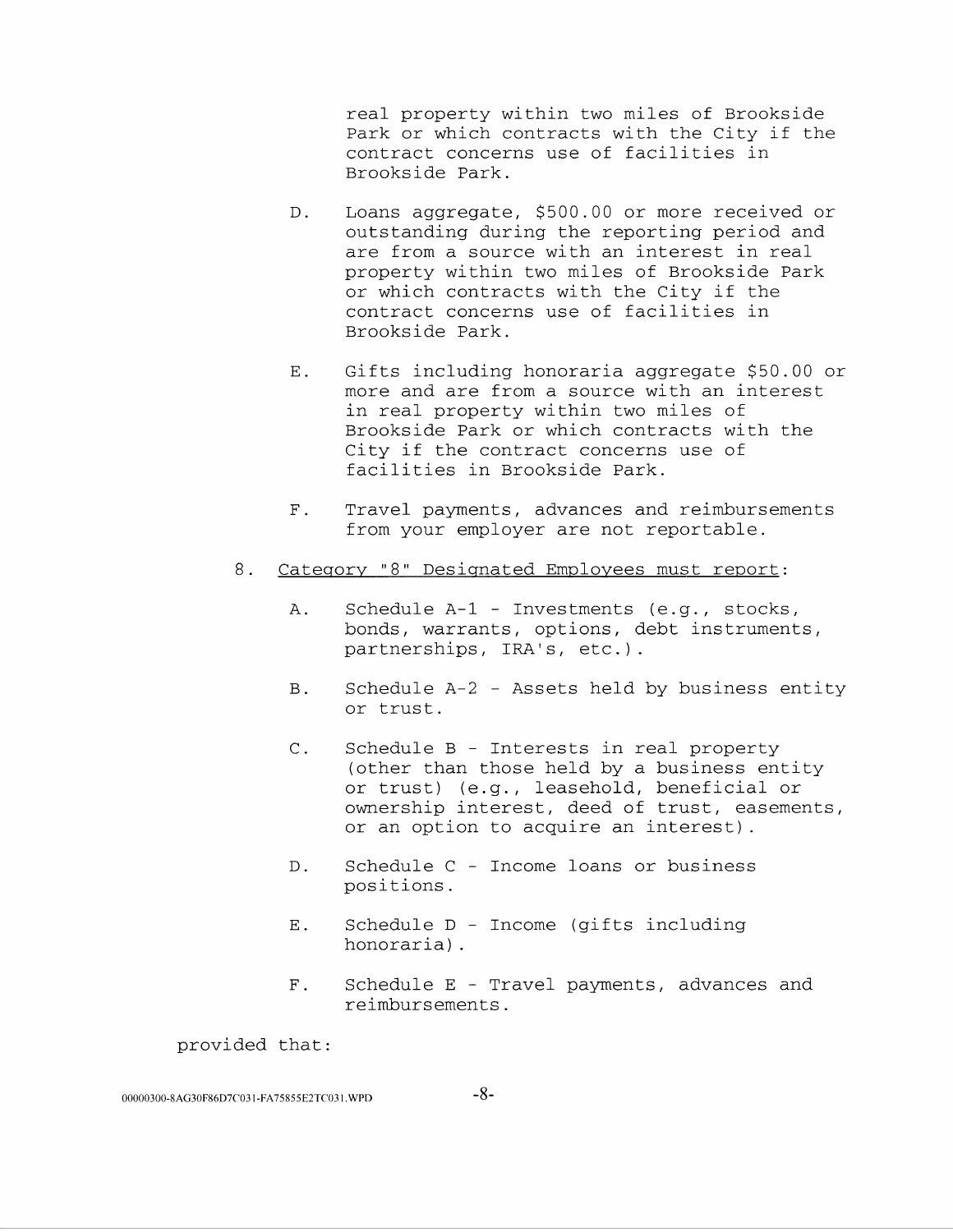real property within two miles of Brookside Park or which contracts with the City if the contract concerns use of facilities in Brookside Park.

D. Loans aggregate, $500.00 or more received or outstanding during the reporting period and are from a source with an interest in real property within two miles of Brookside Park or which contracts with the City if the contract concerns use of facilities in Brookside Park.

E. Gifts including honoraria aggregate $50.00 or more and are from a source with an interest in real property within two miles of Brookside Park or which contracts with the City if the contract concerns use of facilities in Brookside Park.

F. Travel payments, advances and reimbursements from your employer are not reportable.

8. <u>Category "8" Designated Employees must report</u>:

A. Schedule A-1 - Investments (e.g., stocks, bonds, warrants, options, debt instruments, partnerships, IRA's, etc.).

B. Schedule A-2 - Assets held by business entity or trust.

C. Schedule B - Interests in real property (other than those held by a business entity or trust) (e.g., leasehold, beneficial or ownership interest, deed of trust, easements, or an option to acquire an interest).

D. Schedule C - Income loans or business positions.

E. Schedule D - Income (gifts including honoraria).

F. Schedule E - Travel payments, advances and reimbursements.

provided that:

00000300-8AG30F86D7C031-FA75855E2TC031.WPD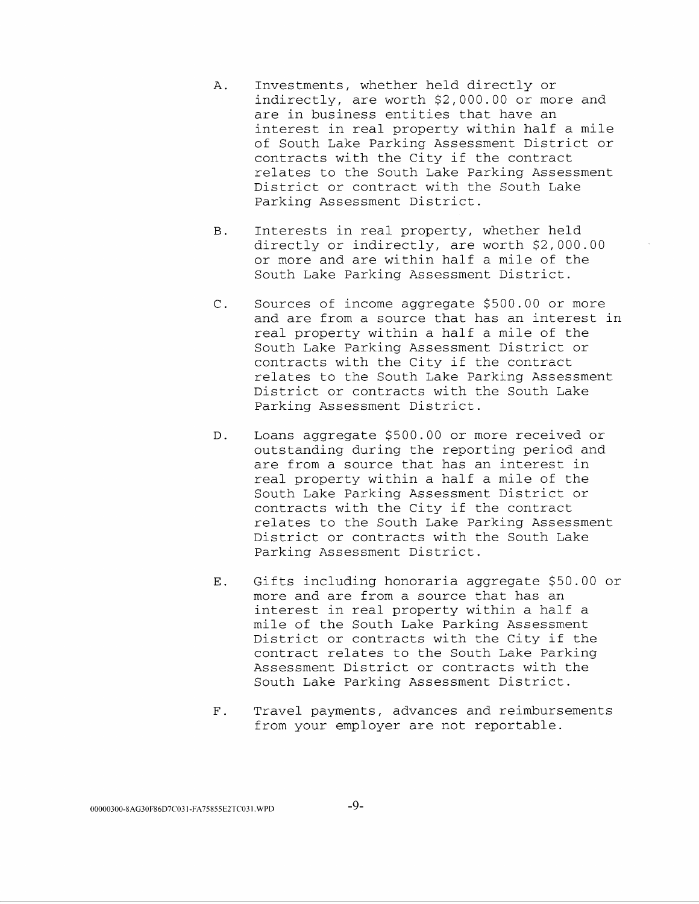A. Investments, whether held directly or indirectly, are worth $2,000.00 or more and are in business entities that have an interest in real property within half a mile of South Lake Parking Assessment District or contracts with the City if the contract relates to the South Lake Parking Assessment District or contract with the South Lake Parking Assessment District.

B. Interests in real property, whether held directly or indirectly, are worth $2,000.00 or more and are within half a mile of the South Lake Parking Assessment District.

C. Sources of income aggregate $500.00 or more and are from a source that has an interest in real property within a half a mile of the South Lake Parking Assessment District or contracts with the City if the contract relates to the South Lake Parking Assessment District or contracts with the South Lake Parking Assessment District.

D. Loans aggregate $500.00 or more received or outstanding during the reporting period and are from a source that has an interest in real property within a half a mile of the South Lake Parking Assessment District or contracts with the City if the contract relates to the South Lake Parking Assessment District or contracts with the South Lake Parking Assessment District.

E. Gifts including honoraria aggregate $50.00 or more and are from a source that has an interest in real property within a half a mile of the South Lake Parking Assessment District or contracts with the City if the contract relates to the South Lake Parking Assessment District or contracts with the South Lake Parking Assessment District.

F. Travel payments, advances and reimbursements from your employer are not reportable.

00000300-8AG30F86D7C031-FA75855E2TC031.WPD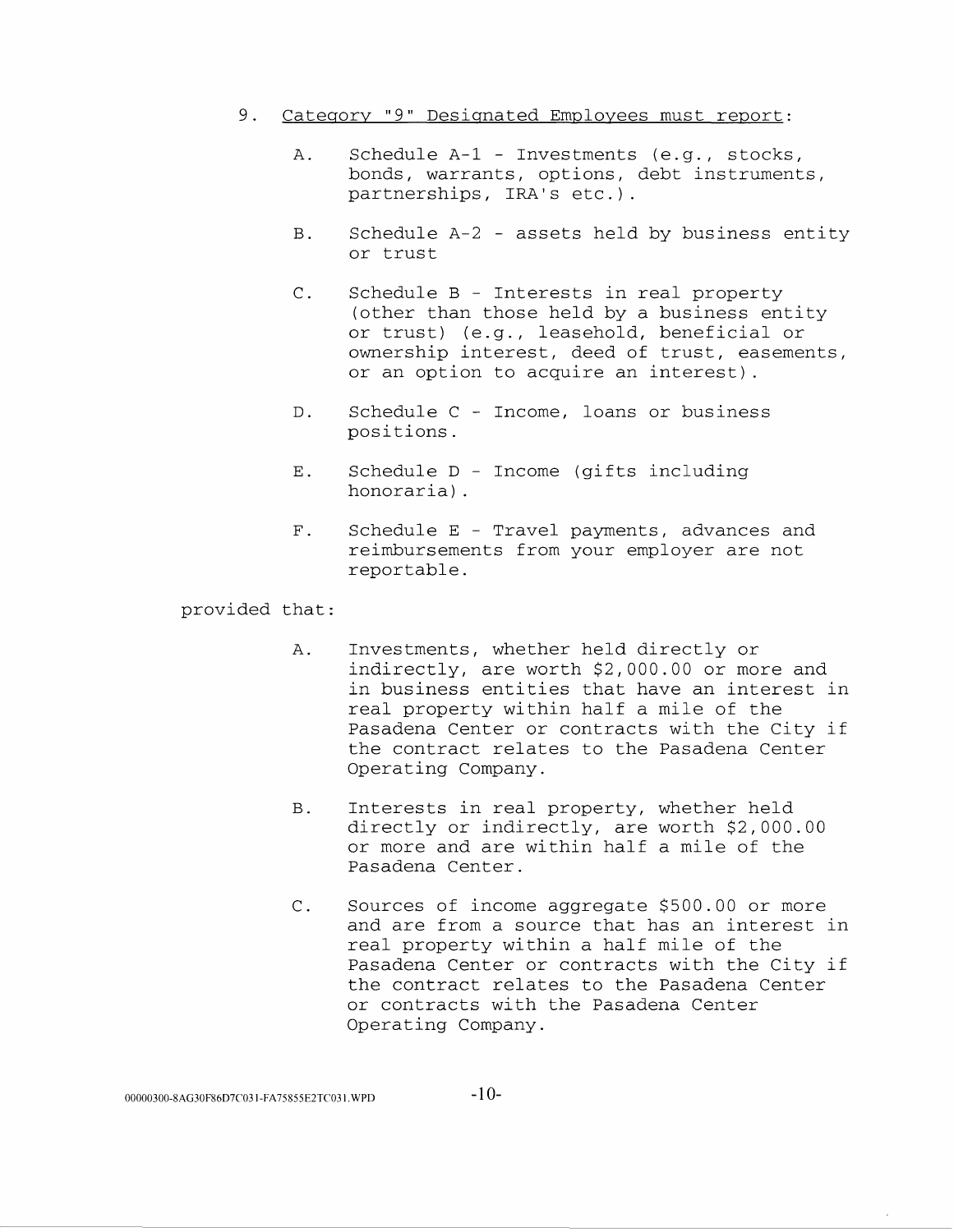9. Category "9" Designated Employees must report:

   A. Schedule A-1 - Investments (e.g., stocks, bonds, warrants, options, debt instruments, partnerships, IRA's etc.).

   B. Schedule A-2 - assets held by business entity or trust

   C. Schedule B - Interests in real property (other than those held by a business entity or trust) (e.g., leasehold, beneficial or ownership interest, deed of trust, easements, or an option to acquire an interest).

   D. Schedule C - Income, loans or business positions.

   E. Schedule D - Income (gifts including honoraria).

   F. Schedule E - Travel payments, advances and reimbursements from your employer are not reportable.

provided that:

   A. Investments, whether held directly or indirectly, are worth $2,000.00 or more and in business entities that have an interest in real property within half a mile of the Pasadena Center or contracts with the City if the contract relates to the Pasadena Center Operating Company.

   B. Interests in real property, whether held directly or indirectly, are worth $2,000.00 or more and are within half a mile of the Pasadena Center.

   C. Sources of income aggregate $500.00 or more and are from a source that has an interest in real property within a half mile of the Pasadena Center or contracts with the City if the contract relates to the Pasadena Center or contracts with the Pasadena Center Operating Company.

00000300-8AG30F86D7C031-FA75855E2TC031.WPD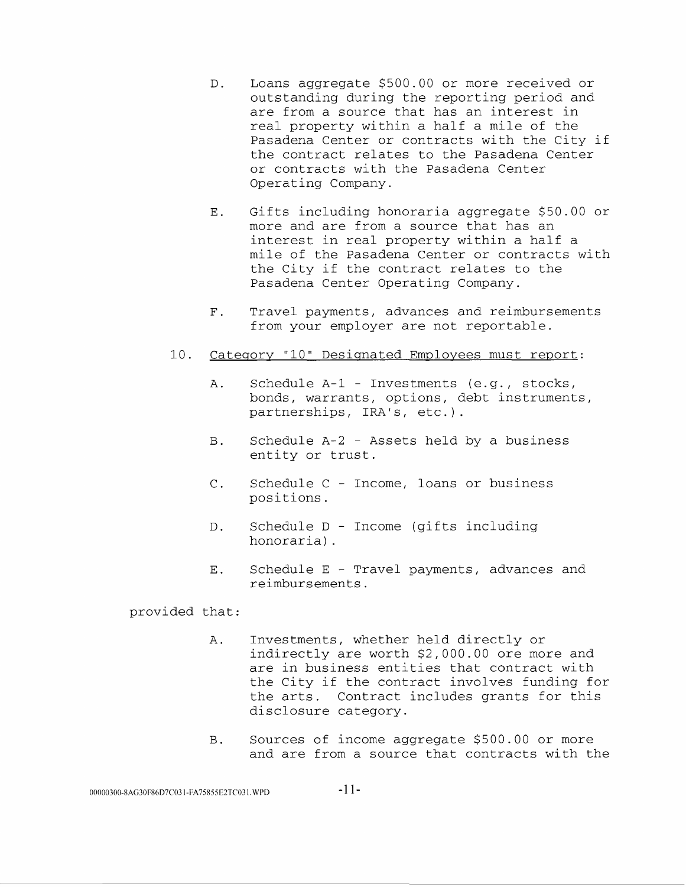D. Loans aggregate $500.00 or more received or outstanding during the reporting period and are from a source that has an interest in real property within a half a mile of the Pasadena Center or contracts with the City if the contract relates to the Pasadena Center or contracts with the Pasadena Center Operating Company.

E. Gifts including honoraria aggregate $50.00 or more and are from a source that has an interest in real property within a half a mile of the Pasadena Center or contracts with the City if the contract relates to the Pasadena Center Operating Company.

F. Travel payments, advances and reimbursements from your employer are not reportable.

10. <u>Category "10" Designated Employees must report</u>:

A. Schedule A-1 - Investments (e.g., stocks, bonds, warrants, options, debt instruments, partnerships, IRA's, etc.).

B. Schedule A-2 - Assets held by a business entity or trust.

C. Schedule C - Income, loans or business positions.

D. Schedule D - Income (gifts including honoraria).

E. Schedule E - Travel payments, advances and reimbursements.

provided that:

A. Investments, whether held directly or indirectly are worth $2,000.00 ore more and are in business entities that contract with the City if the contract involves funding for the arts. Contract includes grants for this disclosure category.

B. Sources of income aggregate $500.00 or more and are from a source that contracts with the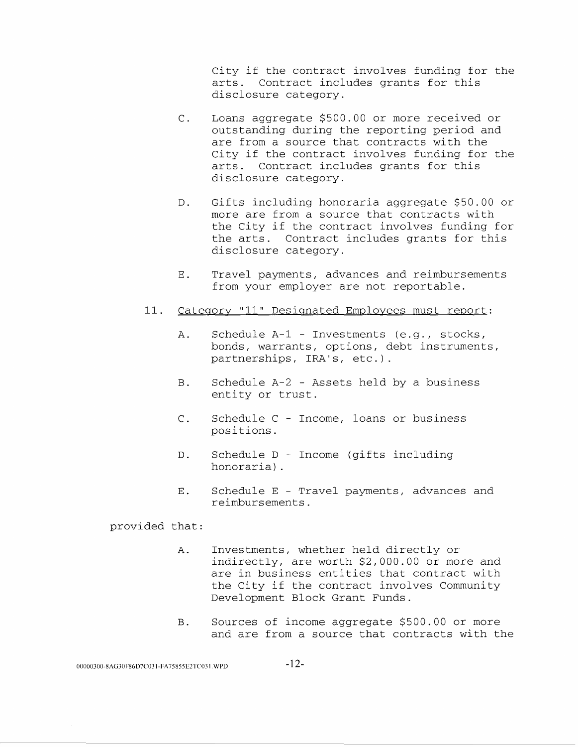City if the contract involves funding for the arts. Contract includes grants for this disclosure category.

C. Loans aggregate $500.00 or more received or outstanding during the reporting period and are from a source that contracts with the City if the contract involves funding for the arts. Contract includes grants for this disclosure category.

D. Gifts including honoraria aggregate $50.00 or more are from a source that contracts with the City if the contract involves funding for the arts. Contract includes grants for this disclosure category.

E. Travel payments, advances and reimbursements from your employer are not reportable.

11. <u>Category "11" Designated Employees must report</u>:

A. Schedule A-1 - Investments (e.g., stocks, bonds, warrants, options, debt instruments, partnerships, IRA's, etc.).

B. Schedule A-2 - Assets held by a business entity or trust.

C. Schedule C - Income, loans or business positions.

D. Schedule D - Income (gifts including honoraria).

E. Schedule E - Travel payments, advances and reimbursements.

provided that:

A. Investments, whether held directly or indirectly, are worth $2,000.00 or more and are in business entities that contract with the City if the contract involves Community Development Block Grant Funds.

B. Sources of income aggregate $500.00 or more and are from a source that contracts with the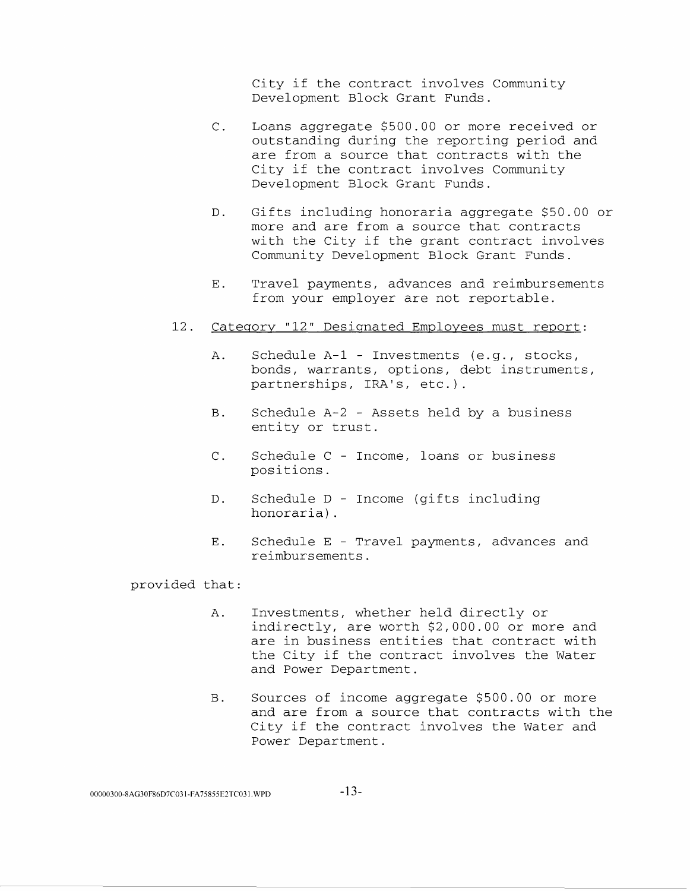City if the contract involves Community Development Block Grant Funds.

C. Loans aggregate $500.00 or more received or outstanding during the reporting period and are from a source that contracts with the City if the contract involves Community Development Block Grant Funds.

D. Gifts including honoraria aggregate $50.00 or more and are from a source that contracts with the City if the grant contract involves Community Development Block Grant Funds.

E. Travel payments, advances and reimbursements from your employer are not reportable.

12. <u>Category "12" Designated Employees must report</u>:

A. Schedule A-1 - Investments (e.g., stocks, bonds, warrants, options, debt instruments, partnerships, IRA's, etc.).

B. Schedule A-2 - Assets held by a business entity or trust.

C. Schedule C - Income, loans or business positions.

D. Schedule D - Income (gifts including honoraria).

E. Schedule E - Travel payments, advances and reimbursements.

provided that:

A. Investments, whether held directly or indirectly, are worth $2,000.00 or more and are in business entities that contract with the City if the contract involves the Water and Power Department.

B. Sources of income aggregate $500.00 or more and are from a source that contracts with the City if the contract involves the Water and Power Department.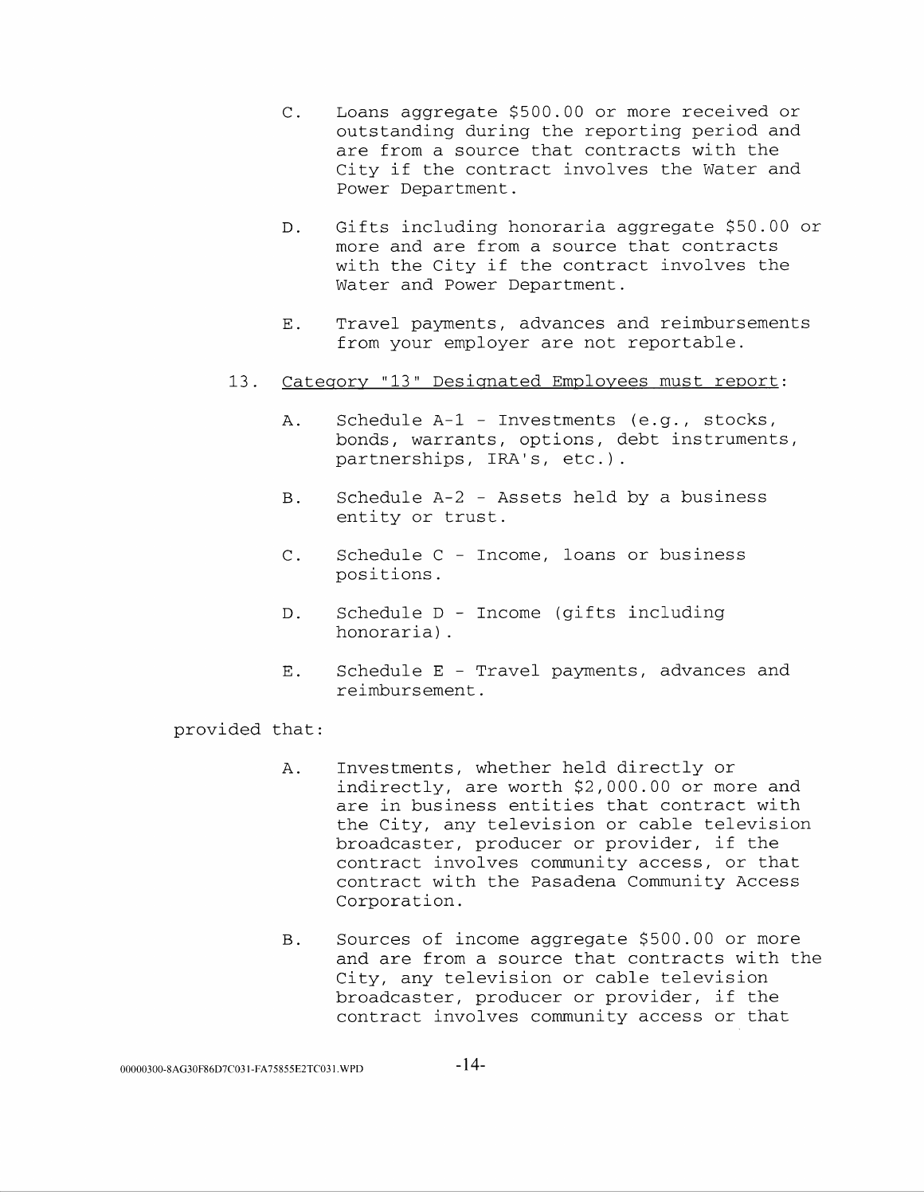C. Loans aggregate $500.00 or more received or outstanding during the reporting period and are from a source that contracts with the City if the contract involves the Water and Power Department.

D. Gifts including honoraria aggregate $50.00 or more and are from a source that contracts with the City if the contract involves the Water and Power Department.

E. Travel payments, advances and reimbursements from your employer are not reportable.

13. <u>Category "13" Designated Employees must report</u>:

A. Schedule A-1 - Investments (e.g., stocks, bonds, warrants, options, debt instruments, partnerships, IRA's, etc.).

B. Schedule A-2 - Assets held by a business entity or trust.

C. Schedule C - Income, loans or business positions.

D. Schedule D - Income (gifts including honoraria).

E. Schedule E - Travel payments, advances and reimbursement.

provided that:

A. Investments, whether held directly or indirectly, are worth $2,000.00 or more and are in business entities that contract with the City, any television or cable television broadcaster, producer or provider, if the contract involves community access, or that contract with the Pasadena Community Access Corporation.

B. Sources of income aggregate $500.00 or more and are from a source that contracts with the City, any television or cable television broadcaster, producer or provider, if the contract involves community access or that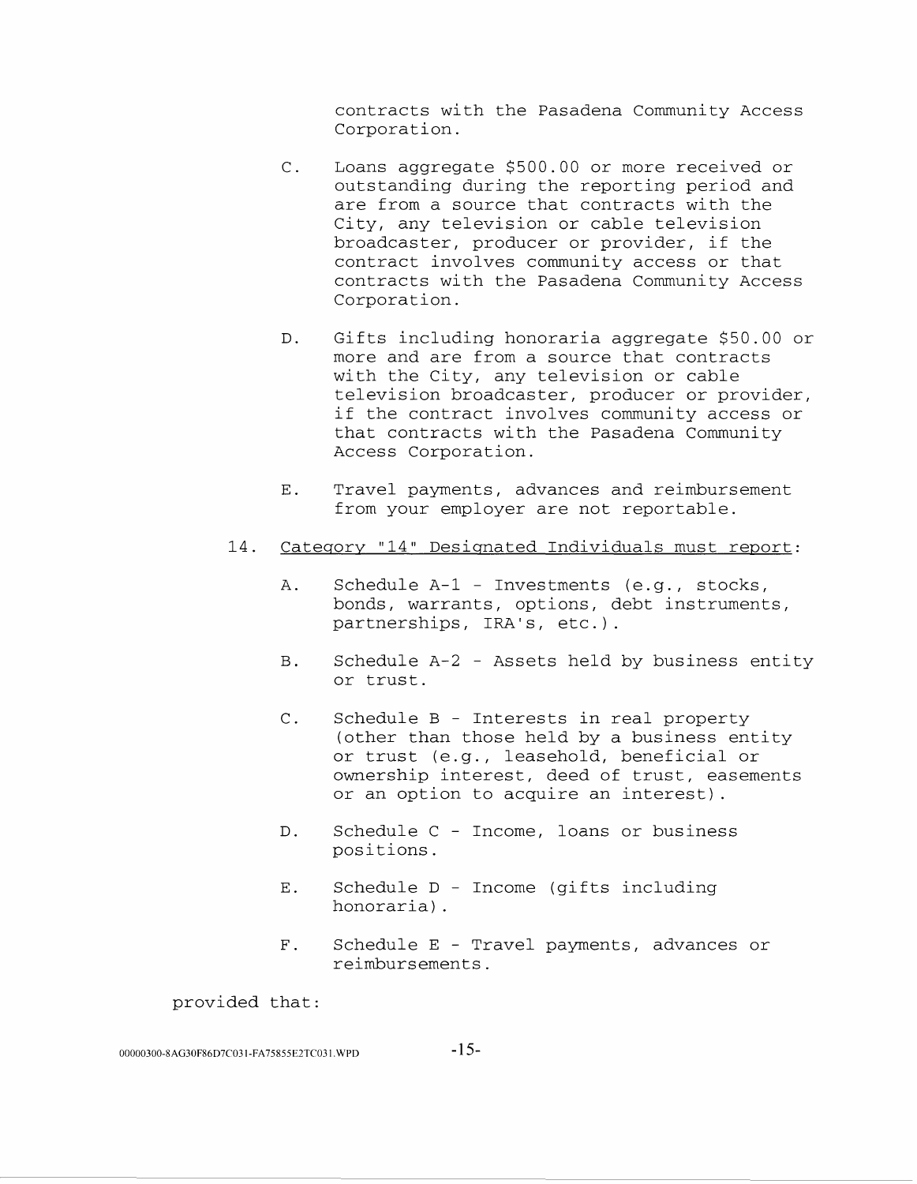contracts with the Pasadena Community Access Corporation.

C. Loans aggregate $500.00 or more received or outstanding during the reporting period and are from a source that contracts with the City, any television or cable television broadcaster, producer or provider, if the contract involves community access or that contracts with the Pasadena Community Access Corporation.

D. Gifts including honoraria aggregate $50.00 or more and are from a source that contracts with the City, any television or cable television broadcaster, producer or provider, if the contract involves community access or that contracts with the Pasadena Community Access Corporation.

E. Travel payments, advances and reimbursement from your employer are not reportable.

14. <u>Category "14" Designated Individuals must report</u>:

A. Schedule A-1 - Investments (e.g., stocks, bonds, warrants, options, debt instruments, partnerships, IRA's, etc.).

B. Schedule A-2 - Assets held by business entity or trust.

C. Schedule B - Interests in real property (other than those held by a business entity or trust (e.g., leasehold, beneficial or ownership interest, deed of trust, easements or an option to acquire an interest).

D. Schedule C - Income, loans or business positions.

E. Schedule D - Income (gifts including honoraria).

F. Schedule E - Travel payments, advances or reimbursements.

provided that: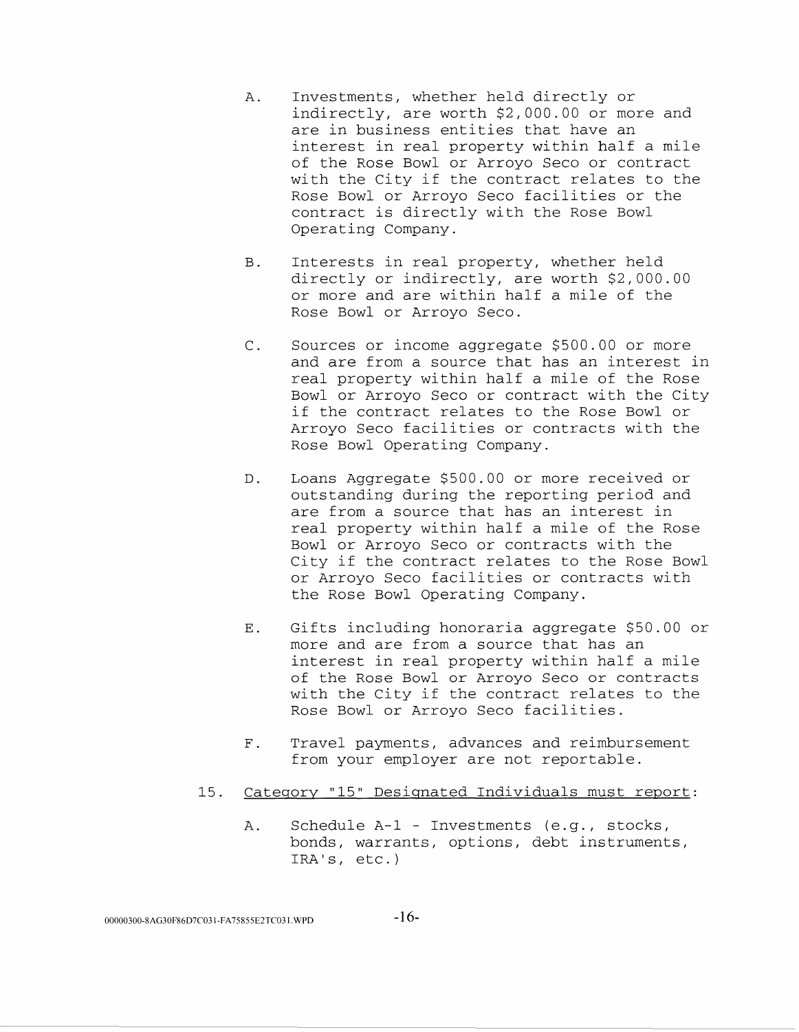A. Investments, whether held directly or indirectly, are worth $2,000.00 or more and are in business entities that have an interest in real property within half a mile of the Rose Bowl or Arroyo Seco or contract with the City if the contract relates to the Rose Bowl or Arroyo Seco facilities or the contract is directly with the Rose Bowl Operating Company.

B. Interests in real property, whether held directly or indirectly, are worth $2,000.00 or more and are within half a mile of the Rose Bowl or Arroyo Seco.

C. Sources or income aggregate $500.00 or more and are from a source that has an interest in real property within half a mile of the Rose Bowl or Arroyo Seco or contract with the City if the contract relates to the Rose Bowl or Arroyo Seco facilities or contracts with the Rose Bowl Operating Company.

D. Loans Aggregate $500.00 or more received or outstanding during the reporting period and are from a source that has an interest in real property within half a mile of the Rose Bowl or Arroyo Seco or contracts with the City if the contract relates to the Rose Bowl or Arroyo Seco facilities or contracts with the Rose Bowl Operating Company.

E. Gifts including honoraria aggregate $50.00 or more and are from a source that has an interest in real property within half a mile of the Rose Bowl or Arroyo Seco or contracts with the City if the contract relates to the Rose Bowl or Arroyo Seco facilities.

F. Travel payments, advances and reimbursement from your employer are not reportable.

15. <u>Category "15" Designated Individuals must report</u>:

A. Schedule A-1 - Investments (e.g., stocks, bonds, warrants, options, debt instruments, IRA's, etc.)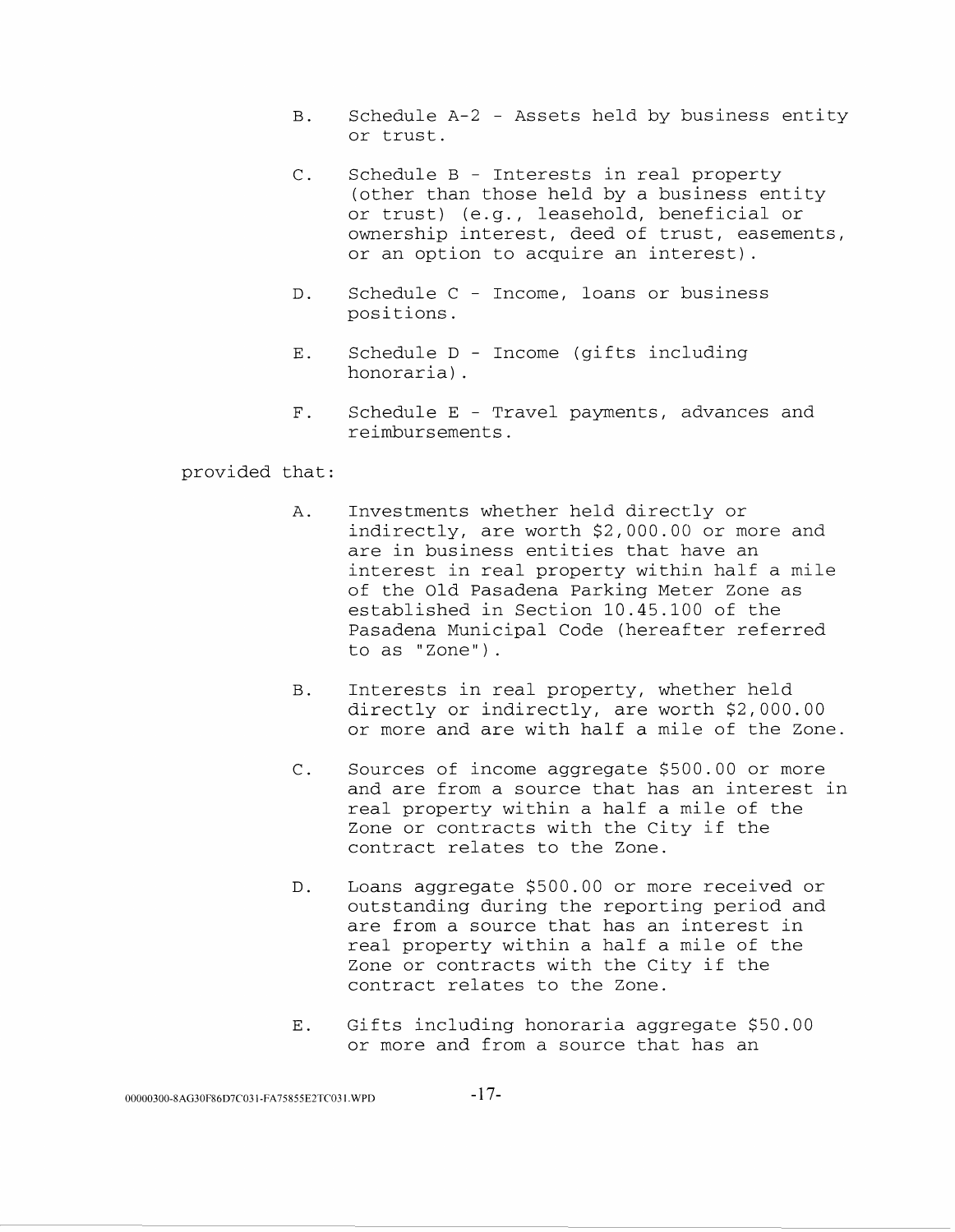B. Schedule A-2 - Assets held by business entity or trust.

C. Schedule B - Interests in real property (other than those held by a business entity or trust) (e.g., leasehold, beneficial or ownership interest, deed of trust, easements, or an option to acquire an interest).

D. Schedule C - Income, loans or business positions.

E. Schedule D - Income (gifts including honoraria).

F. Schedule E - Travel payments, advances and reimbursements.

provided that:

A. Investments whether held directly or indirectly, are worth $2,000.00 or more and are in business entities that have an interest in real property within half a mile of the Old Pasadena Parking Meter Zone as established in Section 10.45.100 of the Pasadena Municipal Code (hereafter referred to as "Zone").

B. Interests in real property, whether held directly or indirectly, are worth $2,000.00 or more and are with half a mile of the Zone.

C. Sources of income aggregate $500.00 or more and are from a source that has an interest in real property within a half a mile of the Zone or contracts with the City if the contract relates to the Zone.

D. Loans aggregate $500.00 or more received or outstanding during the reporting period and are from a source that has an interest in real property within a half a mile of the Zone or contracts with the City if the contract relates to the Zone.

E. Gifts including honoraria aggregate $50.00 or more and from a source that has an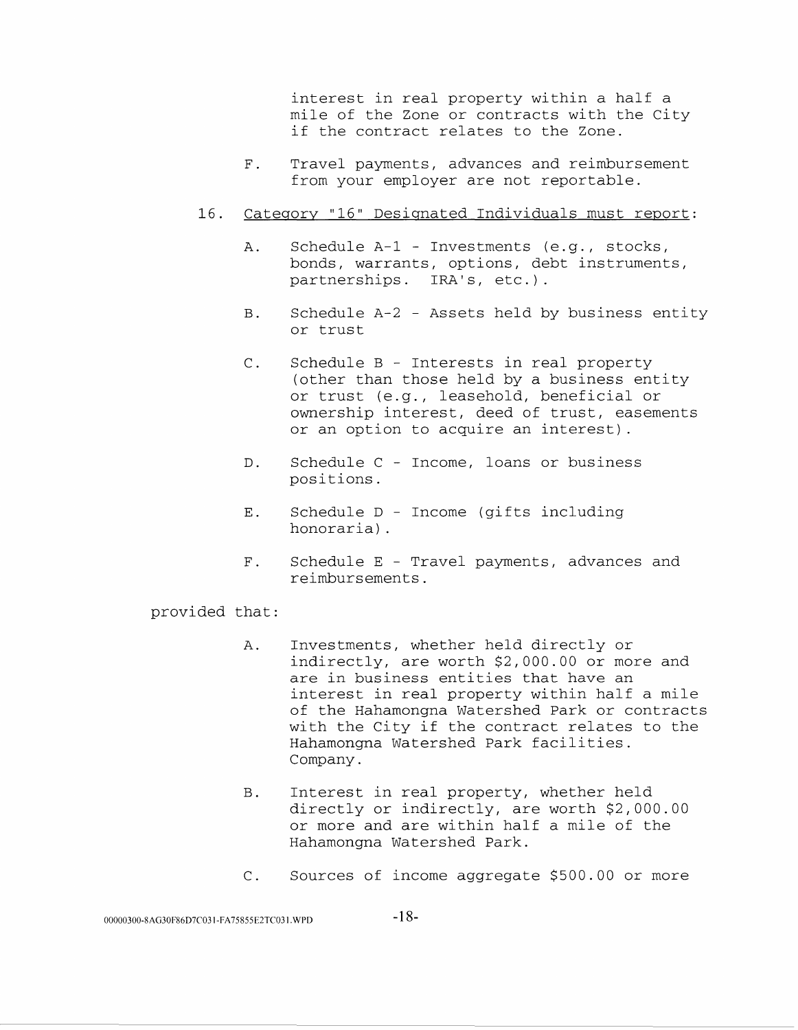interest in real property within a half a mile of the Zone or contracts with the City if the contract relates to the Zone.

F. Travel payments, advances and reimbursement from your employer are not reportable.

16. <u>Category "16" Designated Individuals must report</u>:

A. Schedule A-1 - Investments (e.g., stocks, bonds, warrants, options, debt instruments, partnerships. IRA's, etc.).

B. Schedule A-2 - Assets held by business entity or trust

C. Schedule B - Interests in real property (other than those held by a business entity or trust (e.g., leasehold, beneficial or ownership interest, deed of trust, easements or an option to acquire an interest).

D. Schedule C - Income, loans or business positions.

E. Schedule D - Income (gifts including honoraria).

F. Schedule E - Travel payments, advances and reimbursements.

provided that:

A. Investments, whether held directly or indirectly, are worth $2,000.00 or more and are in business entities that have an interest in real property within half a mile of the Hahamongna Watershed Park or contracts with the City if the contract relates to the Hahamongna Watershed Park facilities. Company.

B. Interest in real property, whether held directly or indirectly, are worth $2,000.00 or more and are within half a mile of the Hahamongna Watershed Park.

C. Sources of income aggregate $500.00 or more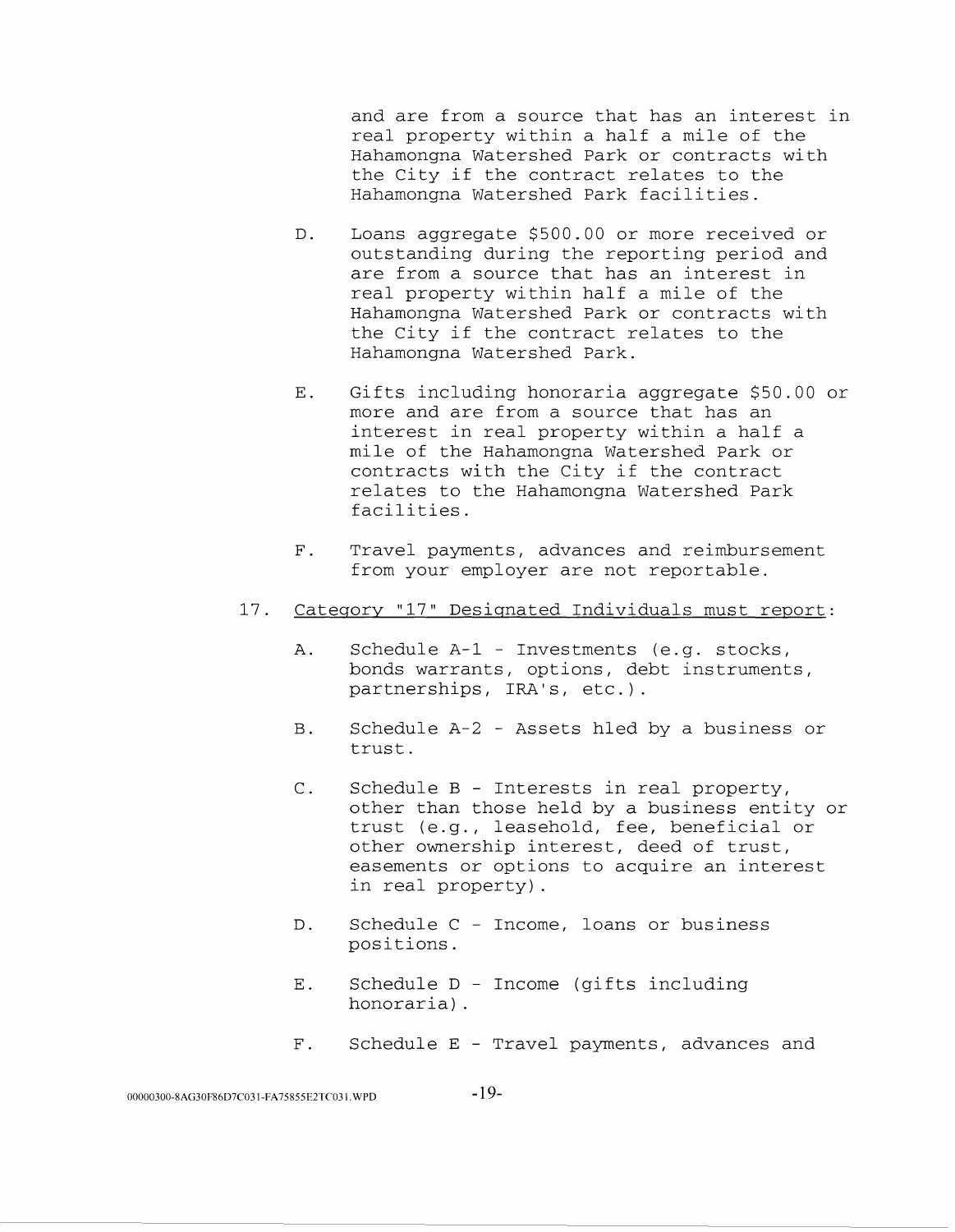and are from a source that has an interest in real property within a half a mile of the Hahamongna Watershed Park or contracts with the City if the contract relates to the Hahamongna Watershed Park facilities.

D. Loans aggregate $500.00 or more received or outstanding during the reporting period and are from a source that has an interest in real property within half a mile of the Hahamongna Watershed Park or contracts with the City if the contract relates to the Hahamongna Watershed Park.

E. Gifts including honoraria aggregate $50.00 or more and are from a source that has an interest in real property within a half a mile of the Hahamongna Watershed Park or contracts with the City if the contract relates to the Hahamongna Watershed Park facilities.

F. Travel payments, advances and reimbursement from your employer are not reportable.

17. <u>Category "17" Designated Individuals must report</u>:

A. Schedule A-1 - Investments (e.g. stocks, bonds warrants, options, debt instruments, partnerships, IRA's, etc.).

B. Schedule A-2 - Assets hled by a business or trust.

C. Schedule B - Interests in real property, other than those held by a business entity or trust (e.g., leasehold, fee, beneficial or other ownership interest, deed of trust, easements or options to acquire an interest in real property).

D. Schedule C - Income, loans or business positions.

E. Schedule D - Income (gifts including honoraria).

F. Schedule E - Travel payments, advances and

00000300-8AG30F86D7C031-FA75855E2TC031.WPD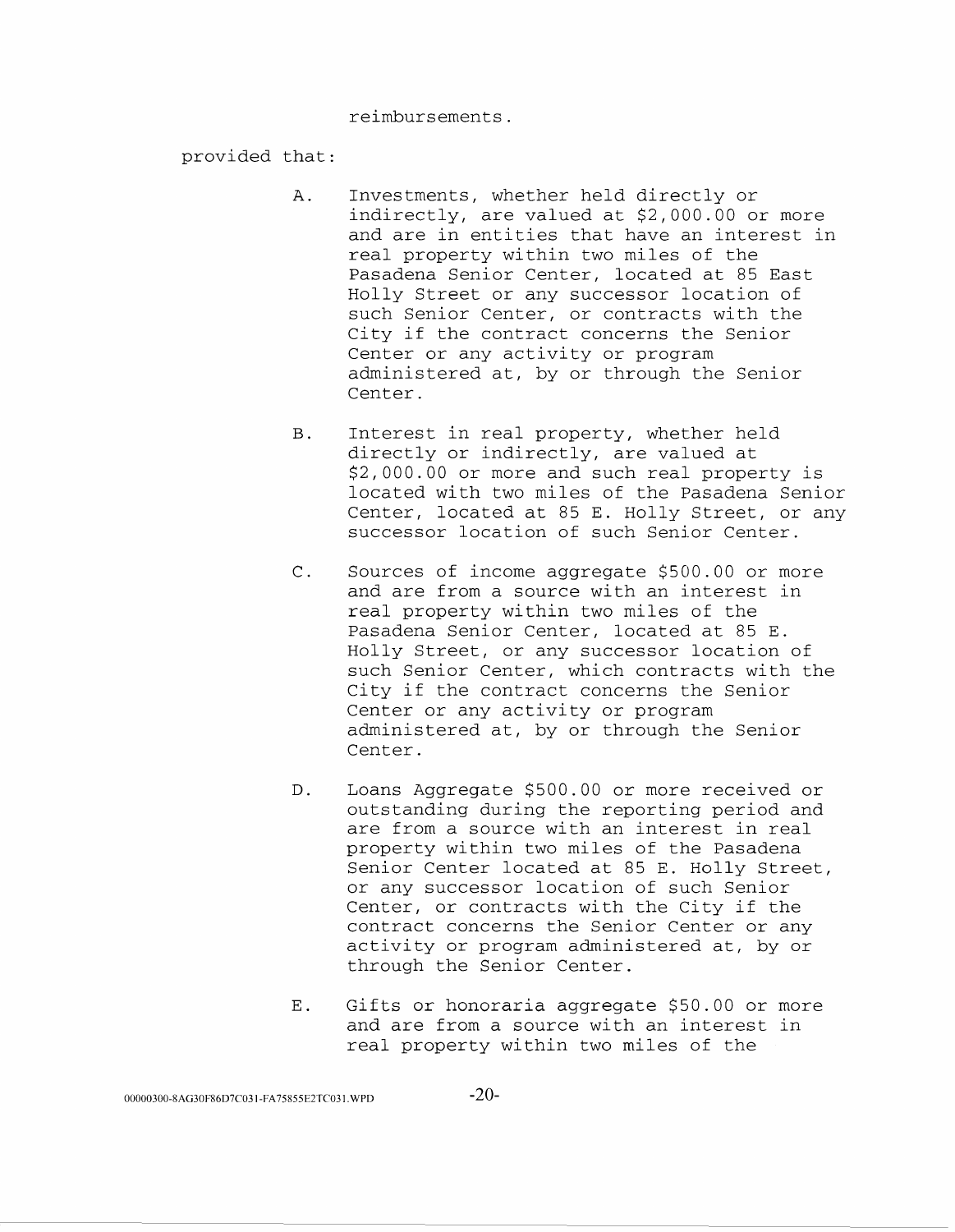reimbursements.

provided that:

A. Investments, whether held directly or indirectly, are valued at $2,000.00 or more and are in entities that have an interest in real property within two miles of the Pasadena Senior Center, located at 85 East Holly Street or any successor location of such Senior Center, or contracts with the City if the contract concerns the Senior Center or any activity or program administered at, by or through the Senior Center.

B. Interest in real property, whether held directly or indirectly, are valued at $2,000.00 or more and such real property is located with two miles of the Pasadena Senior Center, located at 85 E. Holly Street, or any successor location of such Senior Center.

C. Sources of income aggregate $500.00 or more and are from a source with an interest in real property within two miles of the Pasadena Senior Center, located at 85 E. Holly Street, or any successor location of such Senior Center, which contracts with the City if the contract concerns the Senior Center or any activity or program administered at, by or through the Senior Center.

D. Loans Aggregate $500.00 or more received or outstanding during the reporting period and are from a source with an interest in real property within two miles of the Pasadena Senior Center located at 85 E. Holly Street, or any successor location of such Senior Center, or contracts with the City if the contract concerns the Senior Center or any activity or program administered at, by or through the Senior Center.

E. Gifts or honoraria aggregate $50.00 or more and are from a source with an interest in real property within two miles of the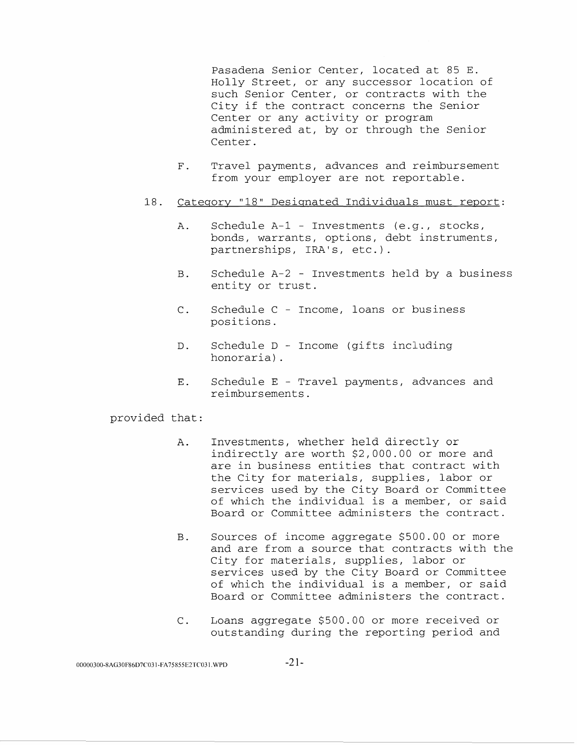Pasadena Senior Center, located at 85 E. Holly Street, or any successor location of such Senior Center, or contracts with the City if the contract concerns the Senior Center or any activity or program administered at, by or through the Senior Center.

F. Travel payments, advances and reimbursement from your employer are not reportable.

18. <u>Category "18" Designated Individuals must report</u>:

A. Schedule A-1 - Investments (e.g., stocks, bonds, warrants, options, debt instruments, partnerships, IRA's, etc.).

B. Schedule A-2 - Investments held by a business entity or trust.

C. Schedule C - Income, loans or business positions.

D. Schedule D - Income (gifts including honoraria).

E. Schedule E - Travel payments, advances and reimbursements.

provided that:

A. Investments, whether held directly or indirectly are worth $2,000.00 or more and are in business entities that contract with the City for materials, supplies, labor or services used by the City Board or Committee of which the individual is a member, or said Board or Committee administers the contract.

B. Sources of income aggregate $500.00 or more and are from a source that contracts with the City for materials, supplies, labor or services used by the City Board or Committee of which the individual is a member, or said Board or Committee administers the contract.

C. Loans aggregate $500.00 or more received or outstanding during the reporting period and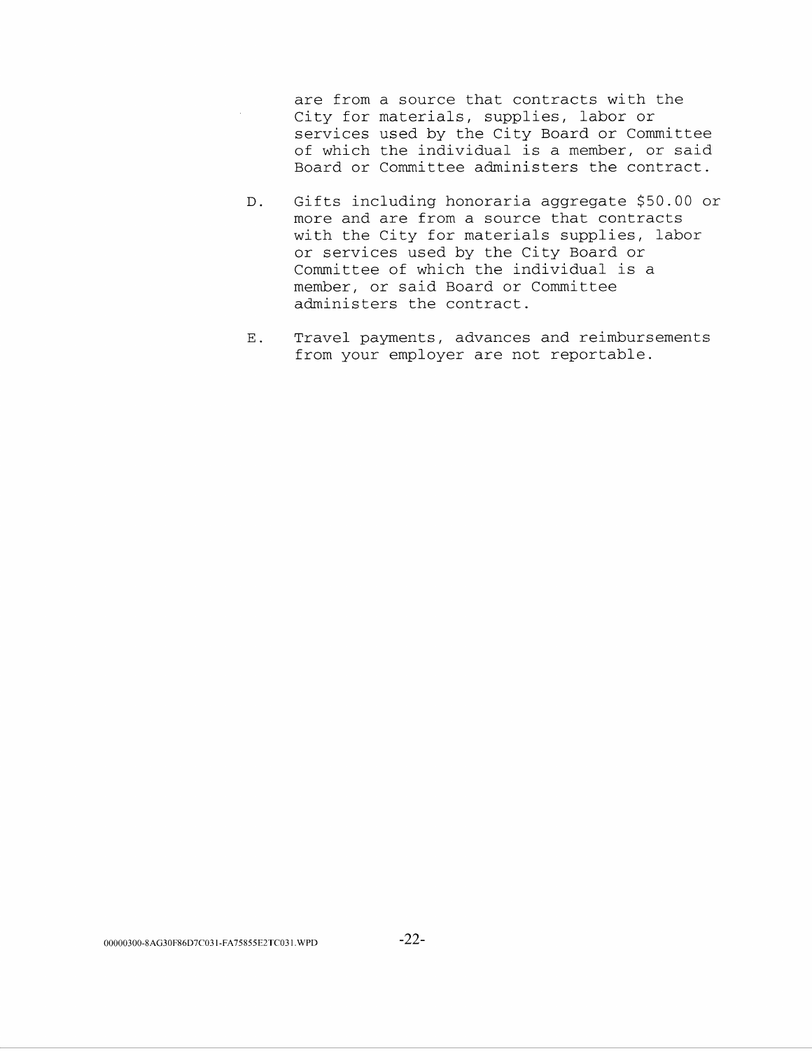are from a source that contracts with the City for materials, supplies, labor or services used by the City Board or Committee of which the individual is a member, or said Board or Committee administers the contract.

D. Gifts including honoraria aggregate $50.00 or more and are from a source that contracts with the City for materials supplies, labor or services used by the City Board or Committee of which the individual is a member, or said Board or Committee administers the contract.

E. Travel payments, advances and reimbursements from your employer are not reportable.